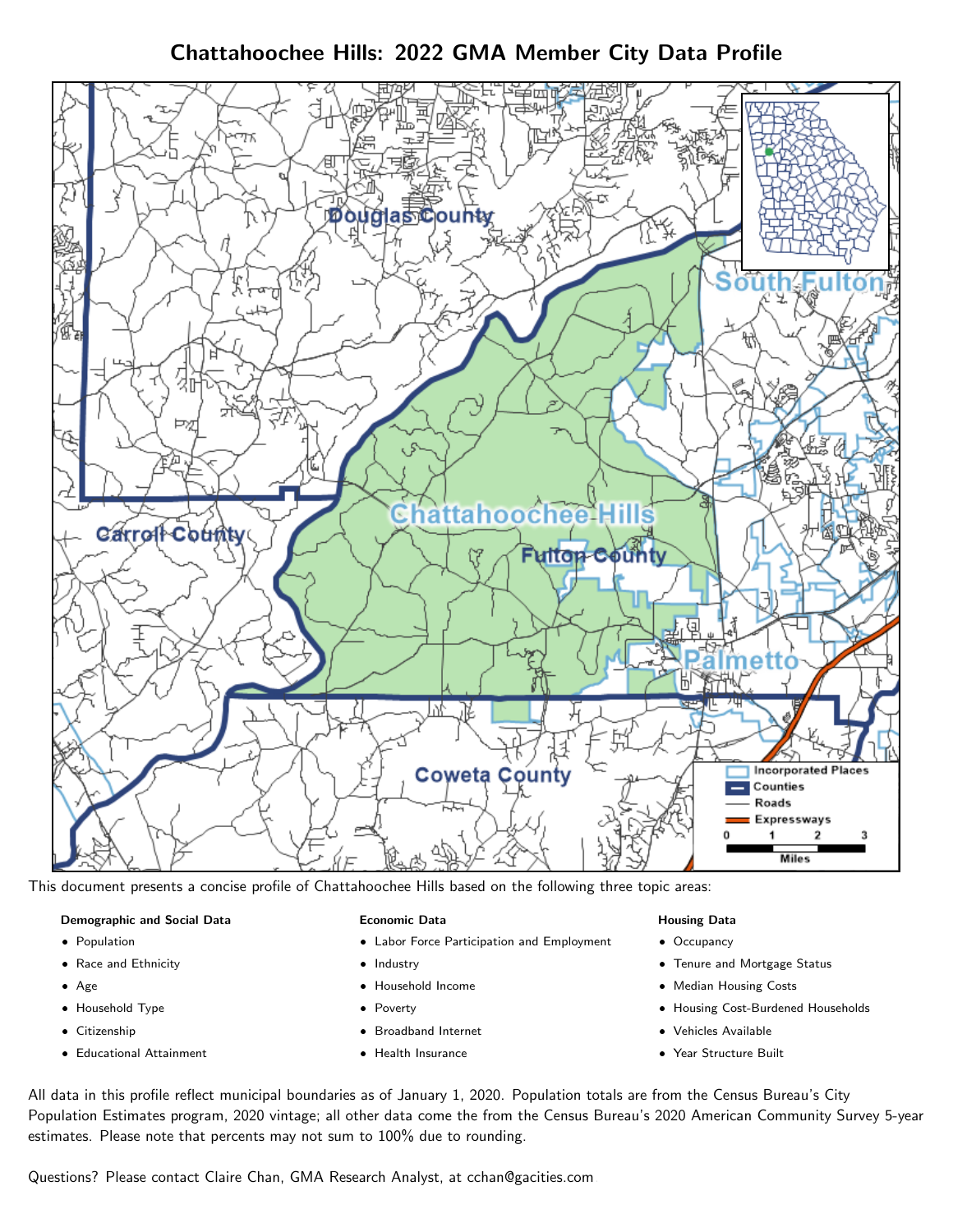# Chattahoochee Hills: 2022 GMA Member City Data Profile

This document presents a concise profile of Chattahoochee Hills based on the following three topic areas:

**Demographic and Social Data**

- Population
- Race and Ethnicity
- Age
- Household Type
- Citizenship
- Educational Attainment

**Economic Data**

- Labor Force Participation and Employment
- Industry
- Household Income
- Poverty
- Broadband Internet
- Health Insurance

**Housing Data**

- Occupancy
- Tenure and Mortgage Status
- Median Housing Costs
- Housing Cost-Burdened Households
- Vehicles Available
- Year Structure Built

All data in this profile reflect municipal boundaries as of January 1, 2020. Population totals are from the Census Bureau's City Population Estimates program, 2020 vintage; all other data come the from the Census Bureau's 2020 American Community Survey 5-year estimates. Please note that percents may not sum to 100% due to rounding.

Questions? Please contact Claire Chan, GMA Research Analyst, at cchan@gacities.com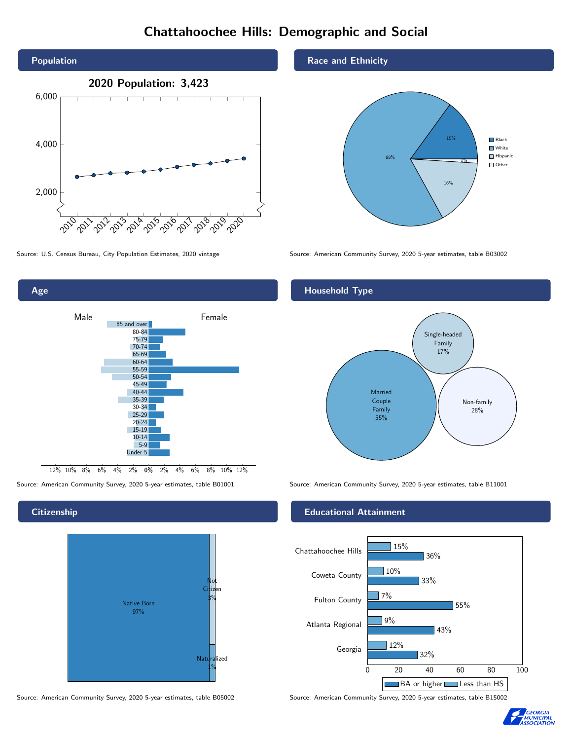# Chattahoochee Hills: Demographic and Social

## Population

**2020 Population: 3,423**

Source: U.S. Census Bureau, City Population Estimates, 2020 vintage

## Race and Ethnicity

| Race/Ethnicity | Percent |
|---|---|
| Black | 15% |
| White | 68% |
| Hispanic | 16% |
| Other | 1% |

Source: American Community Survey, 2020 5-year estimates, table B03002

## Age

Source: American Community Survey, 2020 5-year estimates, table B01001

## Household Type

| Household Type | Percent |
|---|---|
| Married Couple Family | 55% |
| Single-headed Family | 17% |
| Non-family | 28% |

Source: American Community Survey, 2020 5-year estimates, table B11001

## Citizenship

| Citizenship | Percent |
|---|---|
| Native Born | 97% |
| Not Citizen | 3% |
| Naturalized | 1% |

Source: American Community Survey, 2020 5-year estimates, table B05002

## Educational Attainment

| Area | Less than HS | BA or higher |
|---|---|---|
| Chattahoochee Hills | 15% | 36% |
| Coweta County | 10% | 33% |
| Fulton County | 7% | 55% |
| Atlanta Regional | 9% | 43% |
| Georgia | 12% | 32% |

Source: American Community Survey, 2020 5-year estimates, table B15002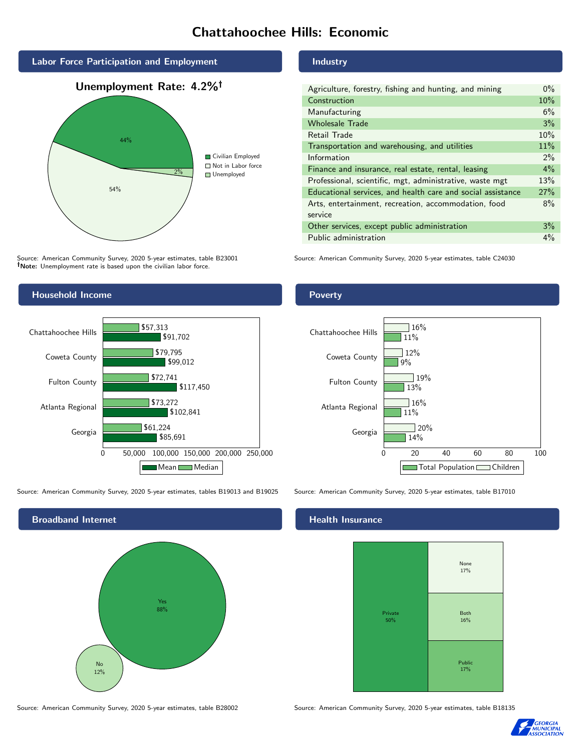# Chattahoochee Hills: Economic

## Labor Force Participation and Employment

**Unemployment Rate: 4.2%†**

| Category | Percent |
|---|---|
| Civilian Employed | 44% |
| Not in Labor force | 54% |
| Unemployed | 2% |

Source: American Community Survey, 2020 5-year estimates, table B23001
**†Note:** Unemployment rate is based upon the civilian labor force.

## Industry

| Industry | Percent |
|---|---|
| Agriculture, forestry, fishing and hunting, and mining | 0% |
| Construction | 10% |
| Manufacturing | 6% |
| Wholesale Trade | 3% |
| Retail Trade | 10% |
| Transportation and warehousing, and utilities | 11% |
| Information | 2% |
| Finance and insurance, real estate, rental, leasing | 4% |
| Professional, scientific, mgt, administrative, waste mgt | 13% |
| Educational services, and health care and social assistance | 27% |
| Arts, entertainment, recreation, accommodation, food service | 8% |
| Other services, except public administration | 3% |
| Public administration | 4% |

Source: American Community Survey, 2020 5-year estimates, table C24030

## Household Income

| Area | Median | Mean |
|---|---|---|
| Chattahoochee Hills | $57,313 | $91,702 |
| Coweta County | $79,795 | $99,012 |
| Fulton County | $72,741 | $117,450 |
| Atlanta Regional | $73,272 | $102,841 |
| Georgia | $61,224 | $85,691 |

Source: American Community Survey, 2020 5-year estimates, tables B19013 and B19025

## Poverty

| Area | Children | Total Population |
|---|---|---|
| Chattahoochee Hills | 16% | 11% |
| Coweta County | 12% | 9% |
| Fulton County | 19% | 13% |
| Atlanta Regional | 16% | 11% |
| Georgia | 20% | 14% |

Source: American Community Survey, 2020 5-year estimates, table B17010

## Broadband Internet

| Response | Percent |
|---|---|
| Yes | 88% |
| No | 12% |

Source: American Community Survey, 2020 5-year estimates, table B28002

## Health Insurance

| Type | Percent |
|---|---|
| Private | 50% |
| None | 17% |
| Both | 16% |
| Public | 17% |

Source: American Community Survey, 2020 5-year estimates, table B18135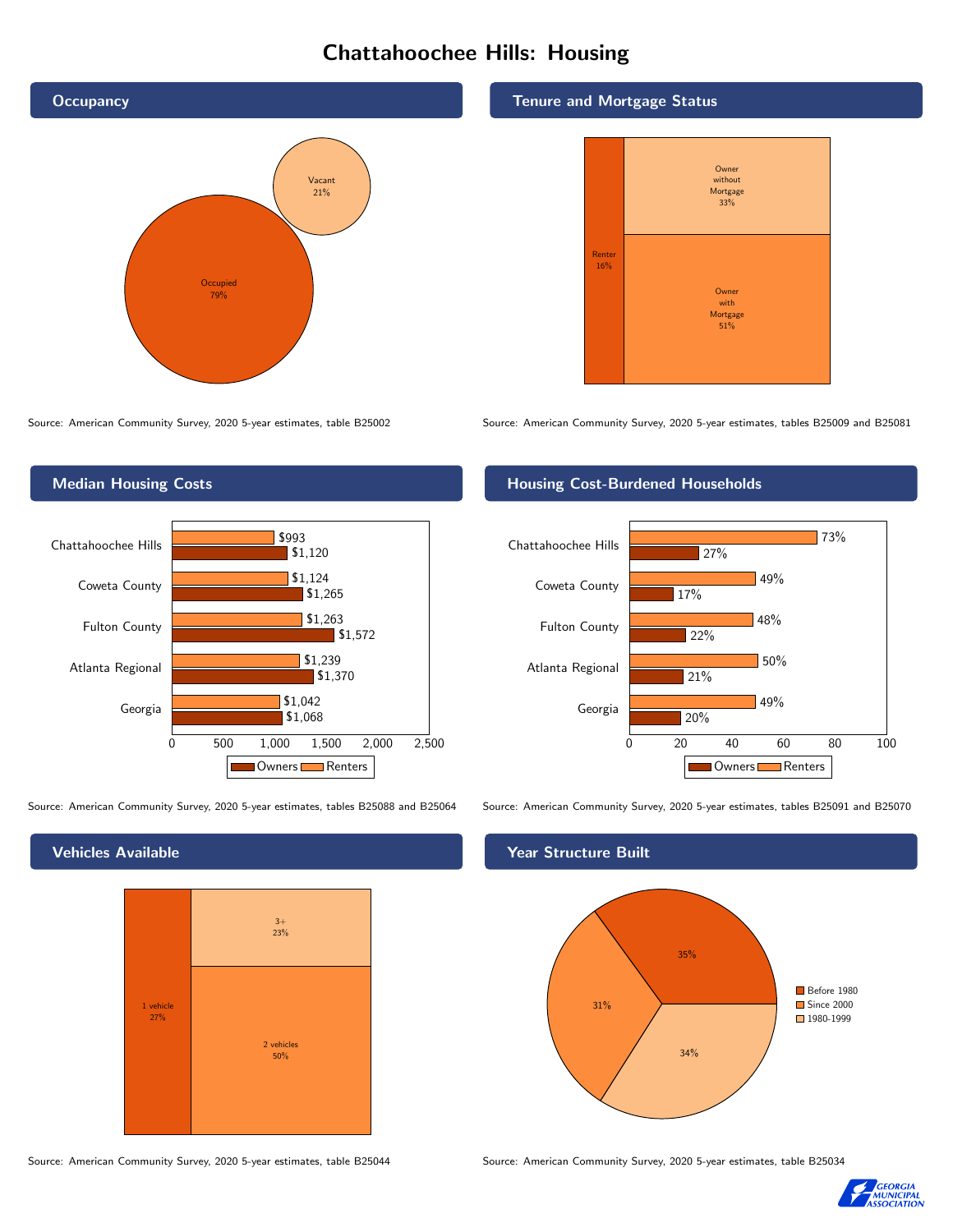# Chattahoochee Hills: Housing

## Occupancy

Vacant
21%

Occupied
79%

Source: American Community Survey, 2020 5-year estimates, table B25002

## Tenure and Mortgage Status

Owner
without
Mortgage
33%

Renter
16%

Owner
with
Mortgage
51%

Source: American Community Survey, 2020 5-year estimates, tables B25009 and B25081

## Median Housing Costs

Chattahoochee Hills
$993
$1,120

Coweta County
$1,124
$1,265

Fulton County
$1,263
$1,572

Atlanta Regional
$1,239
$1,370

Georgia
$1,042
$1,068

0 500 1,000 1,500 2,000 2,500

Owners Renters

Source: American Community Survey, 2020 5-year estimates, tables B25088 and B25064

## Housing Cost-Burdened Households

Chattahoochee Hills
73%
27%

Coweta County
49%
17%

Fulton County
48%
22%

Atlanta Regional
50%
21%

Georgia
49%
20%

0 20 40 60 80 100

Owners Renters

Source: American Community Survey, 2020 5-year estimates, tables B25091 and B25070

## Vehicles Available

3+
23%

1 vehicle
27%

2 vehicles
50%

Source: American Community Survey, 2020 5-year estimates, table B25044

## Year Structure Built

35%

31%

34%

Before 1980
Since 2000
1980-1999

Source: American Community Survey, 2020 5-year estimates, table B25034

GEORGIA MUNICIPAL ASSOCIATION